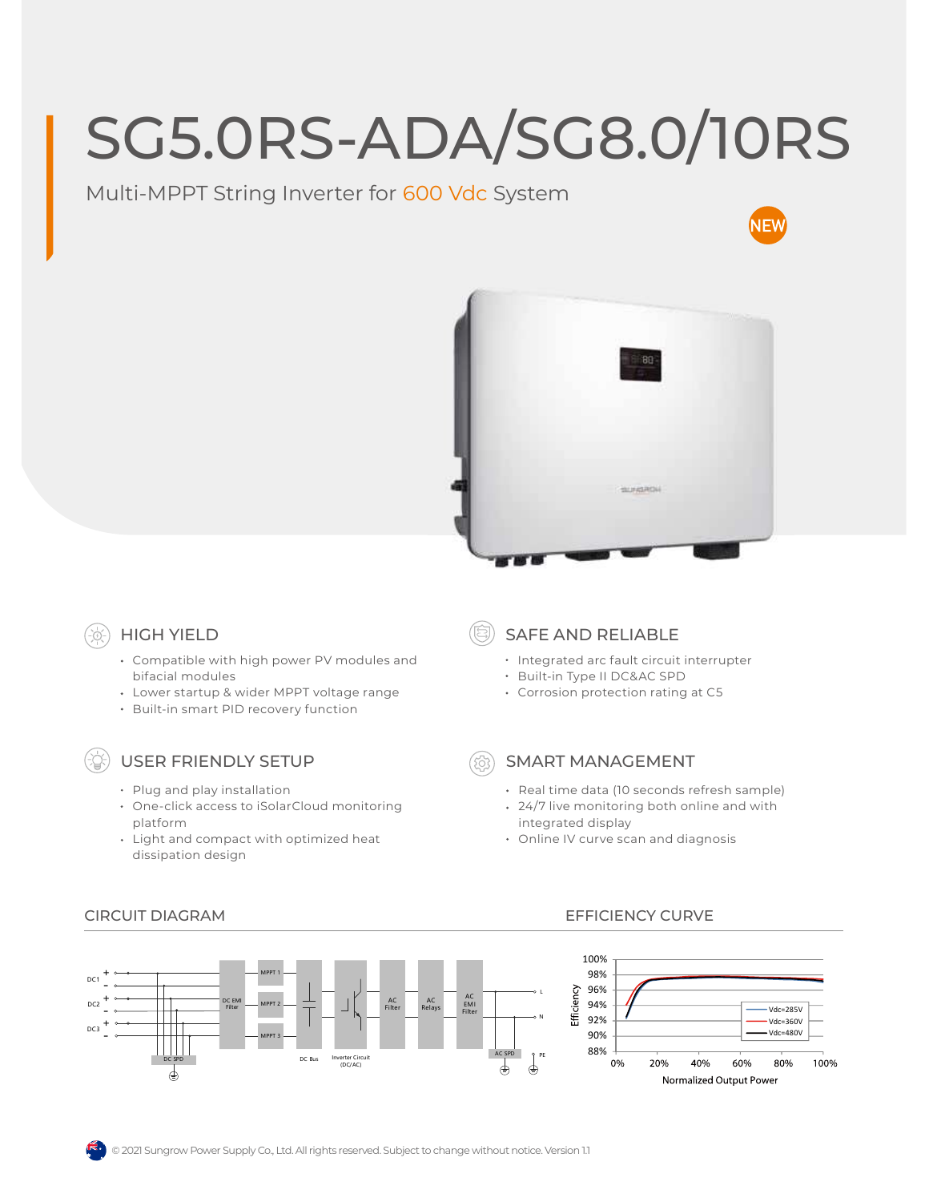# SG5.0RS-ADA/SG8.0/10RS

Multi-MPPT String Inverter for 600 Vdc System

NEW

## HIGH YIELD

- Compatible with high power PV modules and bifacial modules
- Lower startup & wider MPPT voltage range
- Built-in smart PID recovery function

## SAFE AND RELIABLE

- Integrated arc fault circuit interrupter
- Built-in Type II DC&AC SPD
- Corrosion protection rating at C5

## USER FRIENDLY SETUP

- Plug and play installation
- One-click access to iSolarCloud monitoring platform
- Light and compact with optimized heat dissipation design

## SMART MANAGEMENT

- Real time data (10 seconds refresh sample)
- 24/7 live monitoring both online and with integrated display
- Online IV curve scan and diagnosis

## CIRCUIT DIAGRAM

DC1 + - DC2 + - DC3 + - | DC SPD | DC EMI Filter | MPPT 1 | MPPT 2 | MPPT 3 | DC Bus | Inverter Circuit (DC/AC) | AC Filter | AC Relays | AC EMI Filter | AC SPD | L | N | PE

## EFFICIENCY CURVE

Efficiency (88% – 100%) vs. Normalized Output Power (0% – 100%)

Legend: Vdc=285V, Vdc=360V, Vdc=480V

© 2021 Sungrow Power Supply Co., Ltd. All rights reserved. Subject to change without notice. Version 1.1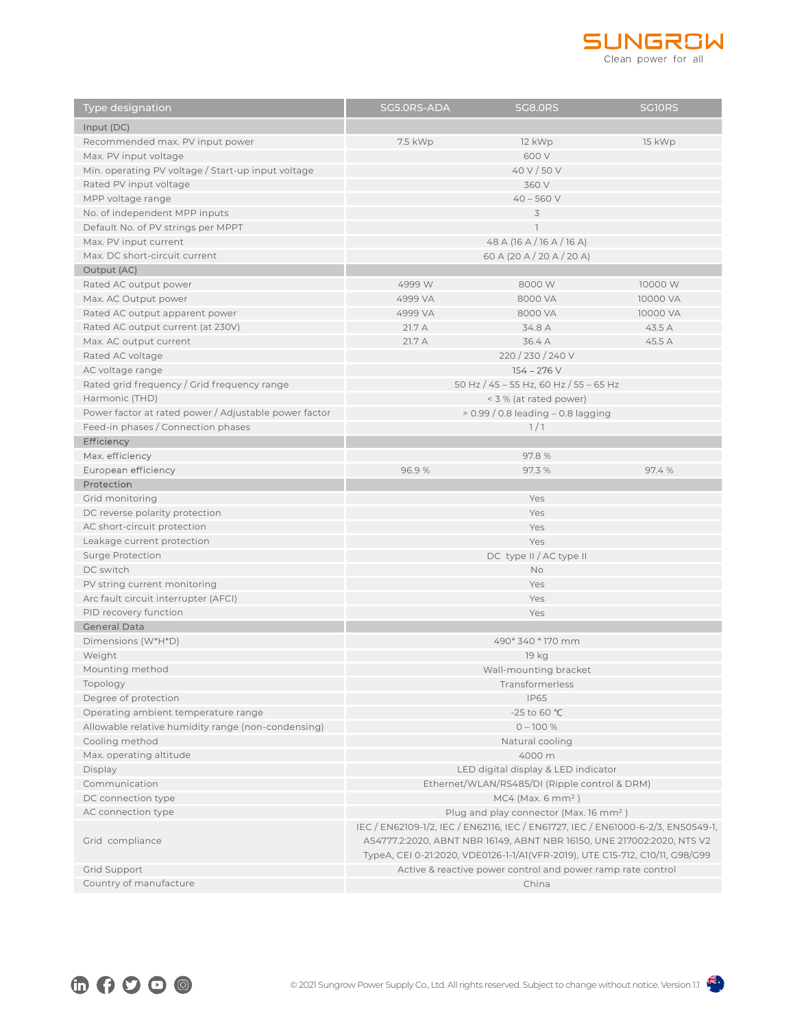| Type designation | SG5.0RS-ADA | SG8.0RS | SG10RS |
|---|---|---|---|
| **Input (DC)** | | | |
| Recommended max. PV input power | 7.5 kWp | 12 kWp | 15 kWp |
| Max. PV input voltage | | 600 V | |
| Min. operating PV voltage / Start-up input voltage | | 40 V / 50 V | |
| Rated PV input voltage | | 360 V | |
| MPP voltage range | | 40 – 560 V | |
| No. of independent MPP inputs | | 3 | |
| Default No. of PV strings per MPPT | | 1 | |
| Max. PV input current | | 48 A (16 A / 16 A / 16 A) | |
| Max. DC short-circuit current | | 60 A (20 A / 20 A / 20 A) | |
| **Output (AC)** | | | |
| Rated AC output power | 4999 W | 8000 W | 10000 W |
| Max. AC Output power | 4999 VA | 8000 VA | 10000 VA |
| Rated AC output apparent power | 4999 VA | 8000 VA | 10000 VA |
| Rated AC output current (at 230V) | 21.7 A | 34.8 A | 43.5 A |
| Max. AC output current | 21.7 A | 36.4 A | 45.5 A |
| Rated AC voltage | | 220 / 230 / 240 V | |
| AC voltage range | | 154 – 276 V | |
| Rated grid frequency / Grid frequency range | | 50 Hz / 45 – 55 Hz, 60 Hz / 55 – 65 Hz | |
| Harmonic (THD) | | < 3 % (at rated power) | |
| Power factor at rated power / Adjustable power factor | | > 0.99 / 0.8 leading – 0.8 lagging | |
| Feed-in phases / Connection phases | | 1 / 1 | |
| **Efficiency** | | | |
| Max. efficiency | | 97.8 % | |
| European efficiency | 96.9 % | 97.3 % | 97.4 % |
| **Protection** | | | |
| Grid monitoring | | Yes | |
| DC reverse polarity protection | | Yes | |
| AC short-circuit protection | | Yes | |
| Leakage current protection | | Yes | |
| Surge Protection | | DC type II / AC type II | |
| DC switch | | No | |
| PV string current monitoring | | Yes | |
| Arc fault circuit interrupter (AFCI) | | Yes | |
| PID recovery function | | Yes | |
| **General Data** | | | |
| Dimensions (W*H*D) | | 490* 340 * 170 mm | |
| Weight | | 19 kg | |
| Mounting method | | Wall-mounting bracket | |
| Topology | | Transformerless | |
| Degree of protection | | IP65 | |
| Operating ambient temperature range | | -25 to 60 ℃ | |
| Allowable relative humidity range (non-condensing) | | 0 – 100 % | |
| Cooling method | | Natural cooling | |
| Max. operating altitude | | 4000 m | |
| Display | | LED digital display & LED indicator | |
| Communication | | Ethernet/WLAN/RS485/DI (Ripple control & DRM) | |
| DC connection type | | MC4 (Max. 6 mm²) | |
| AC connection type | | Plug and play connector (Max. 16 mm²) | |
| Grid compliance | | IEC / EN62109-1/2, IEC / EN62116, IEC / EN61727, IEC / EN61000-6-2/3, EN50549-1, AS4777.2:2020, ABNT NBR 16149, ABNT NBR 16150, UNE 217002:2020, NTS V2 TypeA, CEI 0-21:2020, VDE0126-1-1/A1(VFR-2019), UTE C15-712, C10/11, G98/G99 | |
| Grid Support | | Active & reactive power control and power ramp rate control | |
| Country of manufacture | | China | |

© 2021 Sungrow Power Supply Co., Ltd. All rights reserved. Subject to change without notice. Version 1.1